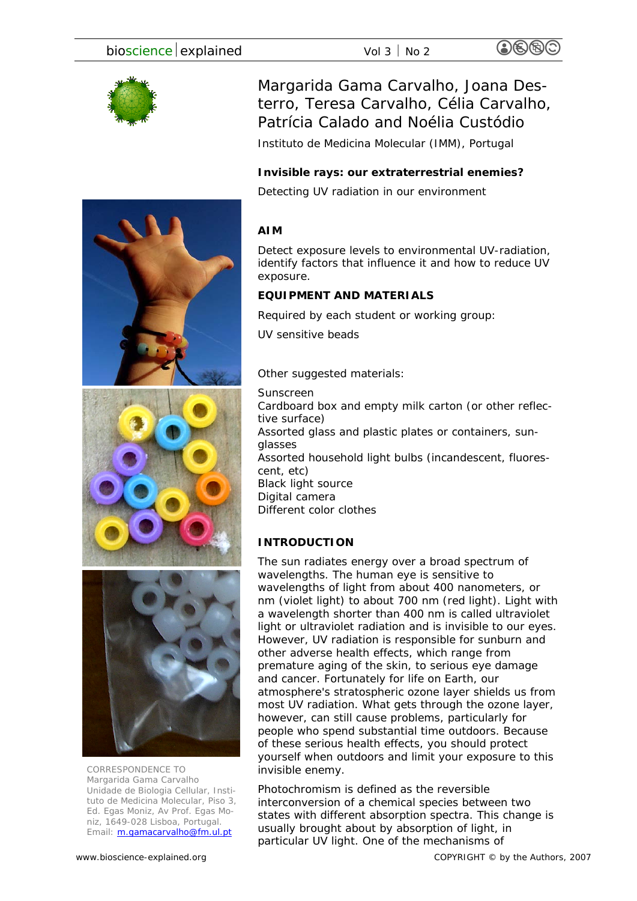Margarida Gama Carvalho, Joana Desterro, Teresa Carvalho, Célia Carvalho, Patrícia Calado and Noélia Custódio

Instituto de Medicina Molecular (IMM), Portugal

**Invisible rays: our extraterrestrial enemies?**

Detecting UV radiation in our environment

## AIM

Detect exposure levels to environmental UV-radiation, identify factors that influence it and how to reduce UV exposure.

## EQUIPMENT AND MATERIALS

Required by each student or working group:

UV sensitive beads

Other suggested materials:

Sunscreen
Cardboard box and empty milk carton (or other reflective surface)
Assorted glass and plastic plates or containers, sunglasses
Assorted household light bulbs (incandescent, fluorescent, etc)
Black light source
Digital camera
Different color clothes

## INTRODUCTION

The sun radiates energy over a broad spectrum of wavelengths. The human eye is sensitive to wavelengths of light from about 400 nanometers, or nm (violet light) to about 700 nm (red light). Light with a wavelength shorter than 400 nm is called ultraviolet light or ultraviolet radiation and is invisible to our eyes. However, UV radiation is responsible for sunburn and other adverse health effects, which range from premature aging of the skin, to serious eye damage and cancer. Fortunately for life on Earth, our atmosphere's stratospheric ozone layer shields us from most UV radiation. What gets through the ozone layer, however, can still cause problems, particularly for people who spend substantial time outdoors. Because of these serious health effects, you should protect yourself when outdoors and limit your exposure to this invisible enemy.

Photochromism is defined as the reversible interconversion of a chemical species between two states with different absorption spectra. This change is usually brought about by absorption of light, in particular UV light. One of the mechanisms of

CORRESPONDENCE TO
Margarida Gama Carvalho
Unidade de Biologia Cellular, Instituto de Medicina Molecular, Piso 3, Ed. Egas Moniz, Av Prof. Egas Moniz, 1649-028 Lisboa, Portugal.
Email: m.gamacarvalho@fm.ul.pt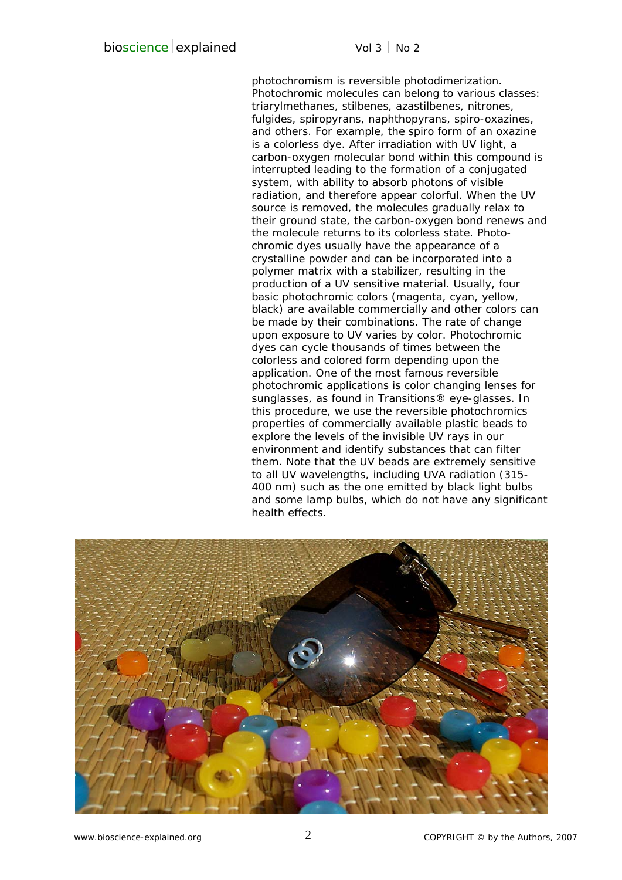photochromism is reversible photodimerization. Photochromic molecules can belong to various classes: triarylmethanes, stilbenes, azastilbenes, nitrones, fulgides, spiropyrans, naphthopyrans, spiro-oxazines, and others. For example, the spiro form of an oxazine is a colorless dye. After irradiation with UV light, a carbon-oxygen molecular bond within this compound is interrupted leading to the formation of a conjugated system, with ability to absorb photons of visible radiation, and therefore appear colorful. When the UV source is removed, the molecules gradually relax to their ground state, the carbon-oxygen bond renews and the molecule returns to its colorless state. Photochromic dyes usually have the appearance of a crystalline powder and can be incorporated into a polymer matrix with a stabilizer, resulting in the production of a UV sensitive material. Usually, four basic photochromic colors (magenta, cyan, yellow, black) are available commercially and other colors can be made by their combinations. The rate of change upon exposure to UV varies by color. Photochromic dyes can cycle thousands of times between the colorless and colored form depending upon the application. One of the most famous reversible photochromic applications is color changing lenses for sunglasses, as found in Transitions® eye-glasses. In this procedure, we use the reversible photochromics properties of commercially available plastic beads to explore the levels of the invisible UV rays in our environment and identify substances that can filter them. Note that the UV beads are extremely sensitive to all UV wavelengths, including UVA radiation (315-400 nm) such as the one emitted by black light bulbs and some lamp bulbs, which do not have any significant health effects.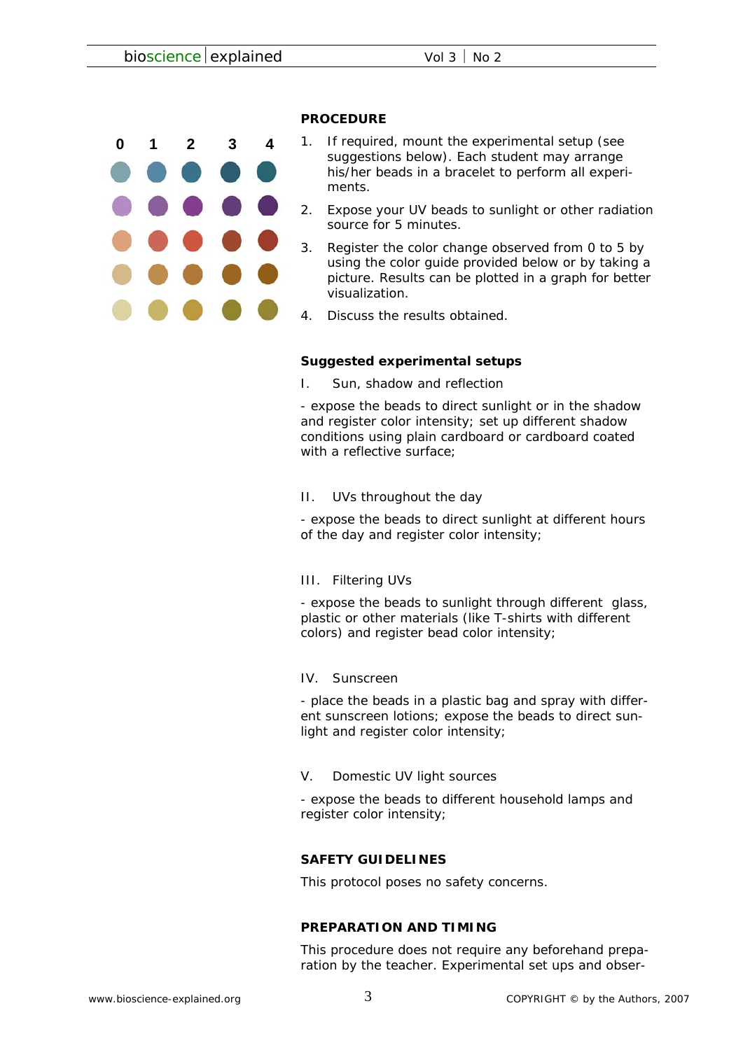0 1 2 3 4

## PROCEDURE

1. If required, mount the experimental setup (see suggestions below). Each student may arrange his/her beads in a bracelet to perform all experiments.
2. Expose your UV beads to sunlight or other radiation source for 5 minutes.
3. Register the color change observed from 0 to 5 by using the color guide provided below or by taking a picture. Results can be plotted in a graph for better visualization.
4. Discuss the results obtained.

### Suggested experimental setups

I. Sun, shadow and reflection

- expose the beads to direct sunlight or in the shadow and register color intensity; set up different shadow conditions using plain cardboard or cardboard coated with a reflective surface;

II. UVs throughout the day

- expose the beads to direct sunlight at different hours of the day and register color intensity;

III. Filtering UVs

- expose the beads to sunlight through different glass, plastic or other materials (like T-shirts with different colors) and register bead color intensity;

IV. Sunscreen

- place the beads in a plastic bag and spray with different sunscreen lotions; expose the beads to direct sunlight and register color intensity;

V. Domestic UV light sources

- expose the beads to different household lamps and register color intensity;

## SAFETY GUIDELINES

This protocol poses no safety concerns.

## PREPARATION AND TIMING

This procedure does not require any beforehand preparation by the teacher. Experimental set ups and obser-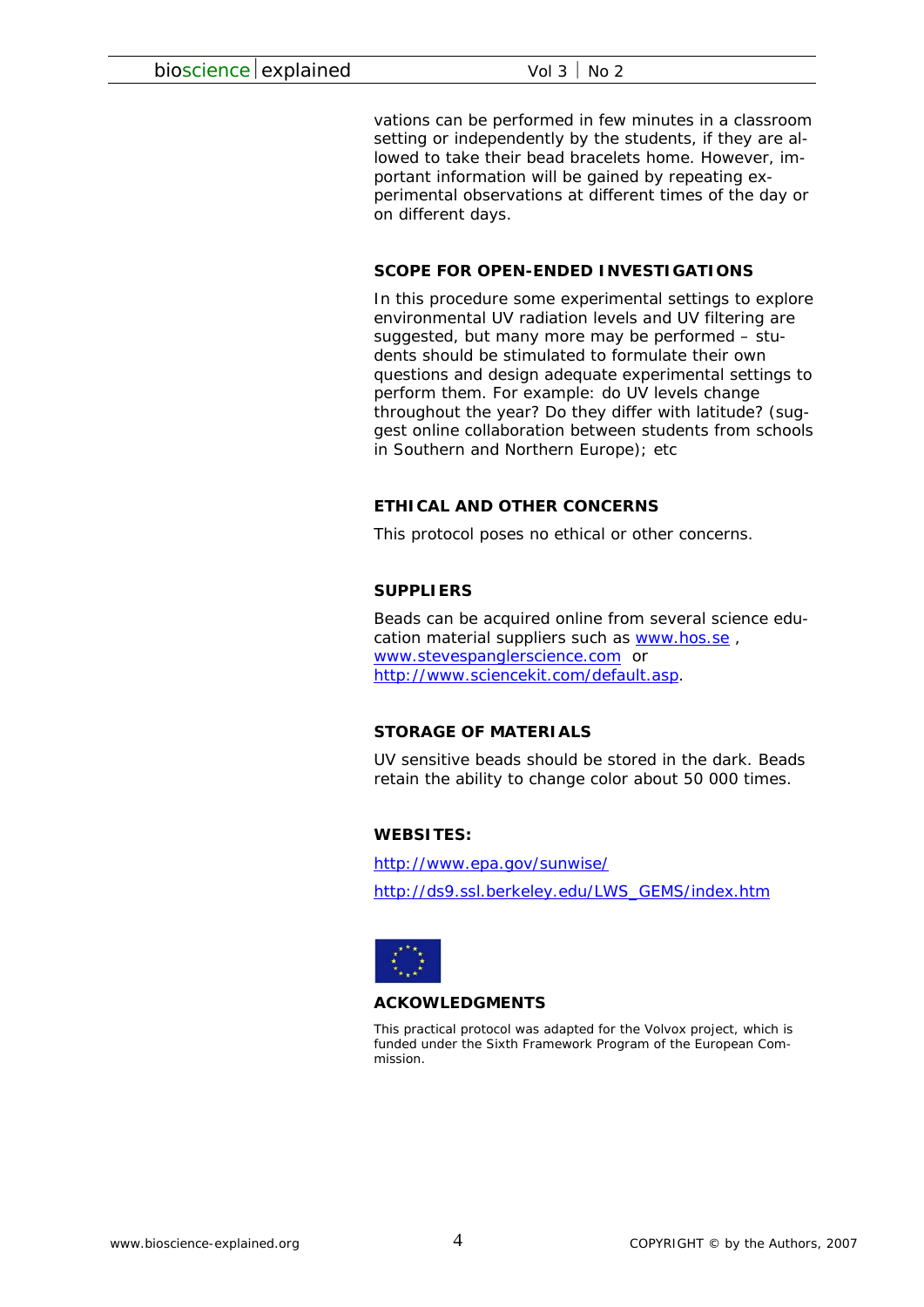vations can be performed in few minutes in a classroom setting or independently by the students, if they are allowed to take their bead bracelets home. However, important information will be gained by repeating experimental observations at different times of the day or on different days.

## SCOPE FOR OPEN-ENDED INVESTIGATIONS

In this procedure some experimental settings to explore environmental UV radiation levels and UV filtering are suggested, but many more may be performed – students should be stimulated to formulate their own questions and design adequate experimental settings to perform them. For example: do UV levels change throughout the year? Do they differ with latitude? (suggest online collaboration between students from schools in Southern and Northern Europe); etc

## ETHICAL AND OTHER CONCERNS

This protocol poses no ethical or other concerns.

## SUPPLIERS

Beads can be acquired online from several science education material suppliers such as [www.hos.se](http://www.hos.se) , [www.stevespanglerscience.com](http://www.stevespanglerscience.com) or [http://www.sciencekit.com/default.asp](http://www.sciencekit.com/default.asp).

## STORAGE OF MATERIALS

UV sensitive beads should be stored in the dark. Beads retain the ability to change color about 50 000 times.

## WEBSITES:

[http://www.epa.gov/sunwise/](http://www.epa.gov/sunwise/)

[http://ds9.ssl.berkeley.edu/LWS_GEMS/index.htm](http://ds9.ssl.berkeley.edu/LWS_GEMS/index.htm)

## ACKOWLEDGMENTS

This practical protocol was adapted for the Volvox project, which is funded under the Sixth Framework Program of the European Commission.